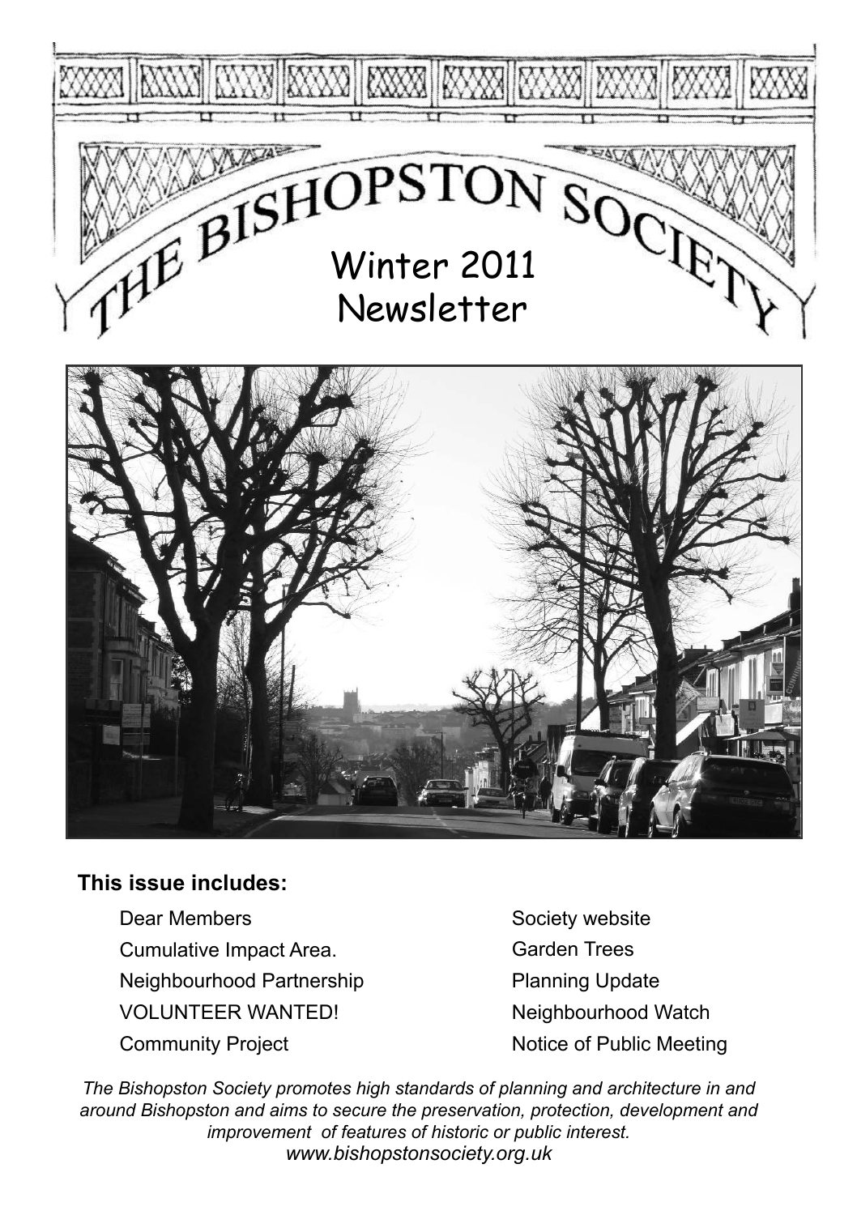# THE BISHOPSTON SOCIETY

## Winter 2011 Newsletter

**This issue includes:**

- Dear Members
- Cumulative Impact Area.
- Neighbourhood Partnership
- VOLUNTEER WANTED!
- Community Project
- Society website
- Garden Trees
- Planning Update
- Neighbourhood Watch
- Notice of Public Meeting

*The Bishopston Society promotes high standards of planning and architecture in and around Bishopston and aims to secure the preservation, protection, development and improvement of features of historic or public interest.*

*www.bishopstonsociety.org.uk*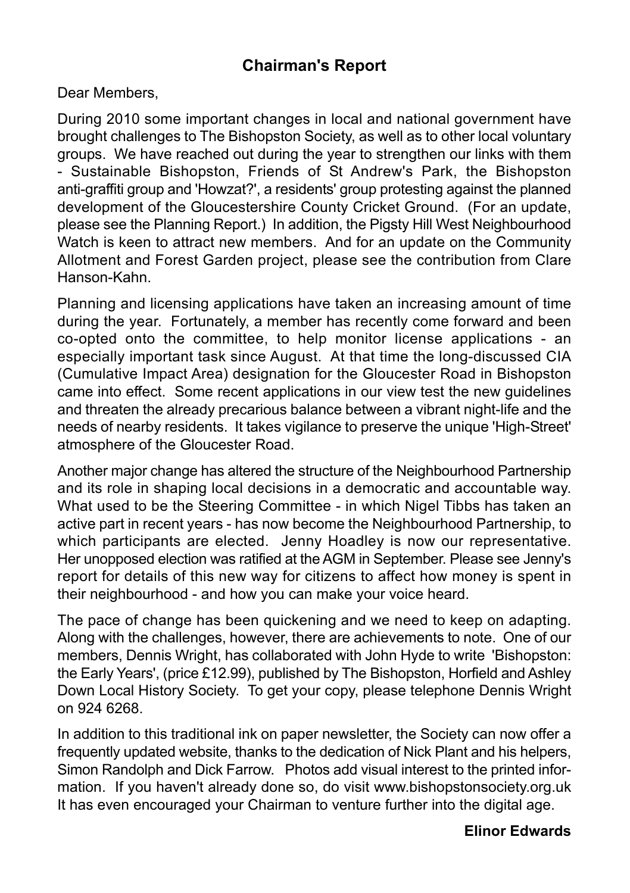## Chairman's Report

Dear Members,

During 2010 some important changes in local and national government have brought challenges to The Bishopston Society, as well as to other local voluntary groups. We have reached out during the year to strengthen our links with them - Sustainable Bishopston, Friends of St Andrew's Park, the Bishopston anti-graffiti group and 'Howzat?', a residents' group protesting against the planned development of the Gloucestershire County Cricket Ground. (For an update, please see the Planning Report.) In addition, the Pigsty Hill West Neighbourhood Watch is keen to attract new members. And for an update on the Community Allotment and Forest Garden project, please see the contribution from Clare Hanson-Kahn.

Planning and licensing applications have taken an increasing amount of time during the year. Fortunately, a member has recently come forward and been co-opted onto the committee, to help monitor license applications - an especially important task since August. At that time the long-discussed CIA (Cumulative Impact Area) designation for the Gloucester Road in Bishopston came into effect. Some recent applications in our view test the new guidelines and threaten the already precarious balance between a vibrant night-life and the needs of nearby residents. It takes vigilance to preserve the unique 'High-Street' atmosphere of the Gloucester Road.

Another major change has altered the structure of the Neighbourhood Partnership and its role in shaping local decisions in a democratic and accountable way. What used to be the Steering Committee - in which Nigel Tibbs has taken an active part in recent years - has now become the Neighbourhood Partnership, to which participants are elected. Jenny Hoadley is now our representative. Her unopposed election was ratified at the AGM in September. Please see Jenny's report for details of this new way for citizens to affect how money is spent in their neighbourhood - and how you can make your voice heard.

The pace of change has been quickening and we need to keep on adapting. Along with the challenges, however, there are achievements to note. One of our members, Dennis Wright, has collaborated with John Hyde to write 'Bishopston: the Early Years', (price £12.99), published by The Bishopston, Horfield and Ashley Down Local History Society. To get your copy, please telephone Dennis Wright on 924 6268.

In addition to this traditional ink on paper newsletter, the Society can now offer a frequently updated website, thanks to the dedication of Nick Plant and his helpers, Simon Randolph and Dick Farrow. Photos add visual interest to the printed information. If you haven't already done so, do visit www.bishopstonsociety.org.uk It has even encouraged your Chairman to venture further into the digital age.

**Elinor Edwards**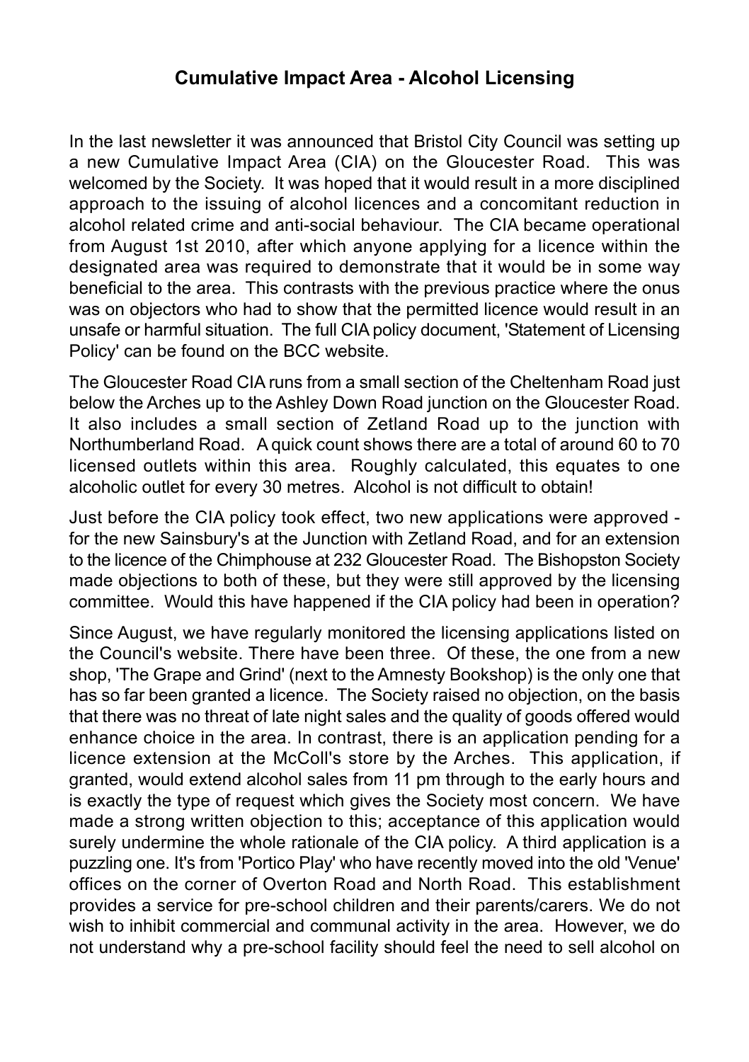## Cumulative Impact Area - Alcohol Licensing

In the last newsletter it was announced that Bristol City Council was setting up a new Cumulative Impact Area (CIA) on the Gloucester Road. This was welcomed by the Society. It was hoped that it would result in a more disciplined approach to the issuing of alcohol licences and a concomitant reduction in alcohol related crime and anti-social behaviour. The CIA became operational from August 1st 2010, after which anyone applying for a licence within the designated area was required to demonstrate that it would be in some way beneficial to the area. This contrasts with the previous practice where the onus was on objectors who had to show that the permitted licence would result in an unsafe or harmful situation. The full CIA policy document, 'Statement of Licensing Policy' can be found on the BCC website.

The Gloucester Road CIA runs from a small section of the Cheltenham Road just below the Arches up to the Ashley Down Road junction on the Gloucester Road. It also includes a small section of Zetland Road up to the junction with Northumberland Road. A quick count shows there are a total of around 60 to 70 licensed outlets within this area. Roughly calculated, this equates to one alcoholic outlet for every 30 metres. Alcohol is not difficult to obtain!

Just before the CIA policy took effect, two new applications were approved - for the new Sainsbury's at the Junction with Zetland Road, and for an extension to the licence of the Chimphouse at 232 Gloucester Road. The Bishopston Society made objections to both of these, but they were still approved by the licensing committee. Would this have happened if the CIA policy had been in operation?

Since August, we have regularly monitored the licensing applications listed on the Council's website. There have been three. Of these, the one from a new shop, 'The Grape and Grind' (next to the Amnesty Bookshop) is the only one that has so far been granted a licence. The Society raised no objection, on the basis that there was no threat of late night sales and the quality of goods offered would enhance choice in the area. In contrast, there is an application pending for a licence extension at the McColl's store by the Arches. This application, if granted, would extend alcohol sales from 11 pm through to the early hours and is exactly the type of request which gives the Society most concern. We have made a strong written objection to this; acceptance of this application would surely undermine the whole rationale of the CIA policy. A third application is a puzzling one. It's from 'Portico Play' who have recently moved into the old 'Venue' offices on the corner of Overton Road and North Road. This establishment provides a service for pre-school children and their parents/carers. We do not wish to inhibit commercial and communal activity in the area. However, we do not understand why a pre-school facility should feel the need to sell alcohol on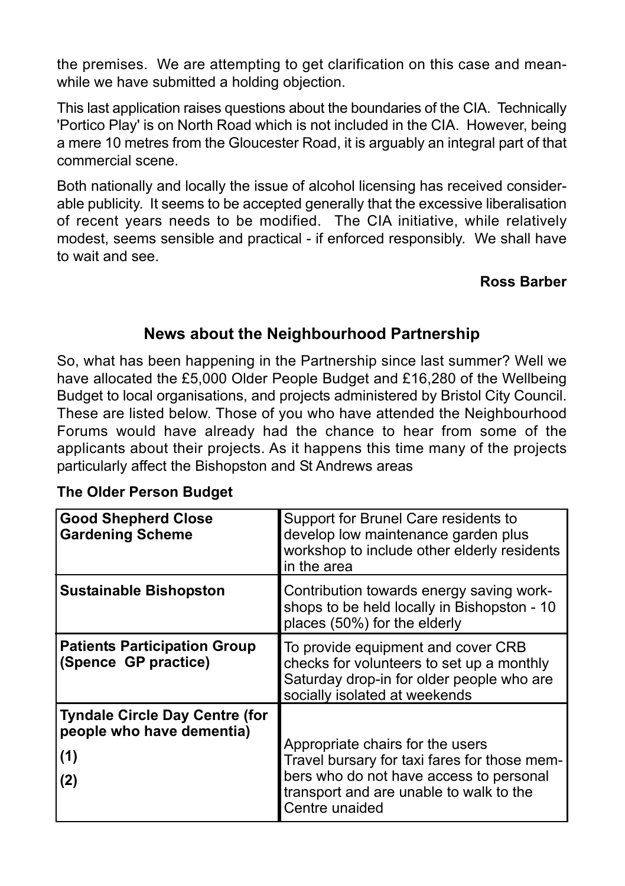the premises. We are attempting to get clarification on this case and meanwhile we have submitted a holding objection.

This last application raises questions about the boundaries of the CIA. Technically 'Portico Play' is on North Road which is not included in the CIA. However, being a mere 10 metres from the Gloucester Road, it is arguably an integral part of that commercial scene.

Both nationally and locally the issue of alcohol licensing has received considerable publicity. It seems to be accepted generally that the excessive liberalisation of recent years needs to be modified. The CIA initiative, while relatively modest, seems sensible and practical - if enforced responsibly. We shall have to wait and see.

**Ross Barber**

## News about the Neighbourhood Partnership

So, what has been happening in the Partnership since last summer? Well we have allocated the £5,000 Older People Budget and £16,280 of the Wellbeing Budget to local organisations, and projects administered by Bristol City Council. These are listed below. Those of you who have attended the Neighbourhood Forums would have already had the chance to hear from some of the applicants about their projects. As it happens this time many of the projects particularly affect the Bishopston and St Andrews areas

**The Older Person Budget**

| | |
|---|---|
| **Good Shepherd Close Gardening Scheme** | Support for Brunel Care residents to develop low maintenance garden plus workshop to include other elderly residents in the area |
| **Sustainable Bishopston** | Contribution towards energy saving workshops to be held locally in Bishopston - 10 places (50%) for the elderly |
| **Patients Participation Group (Spence GP practice)** | To provide equipment and cover CRB checks for volunteers to set up a monthly Saturday drop-in for older people who are socially isolated at weekends |
| **Tyndale Circle Day Centre (for people who have dementia)** **(1)** **(2)** | Appropriate chairs for the users<br>Travel bursary for taxi fares for those members who do not have access to personal transport and are unable to walk to the Centre unaided |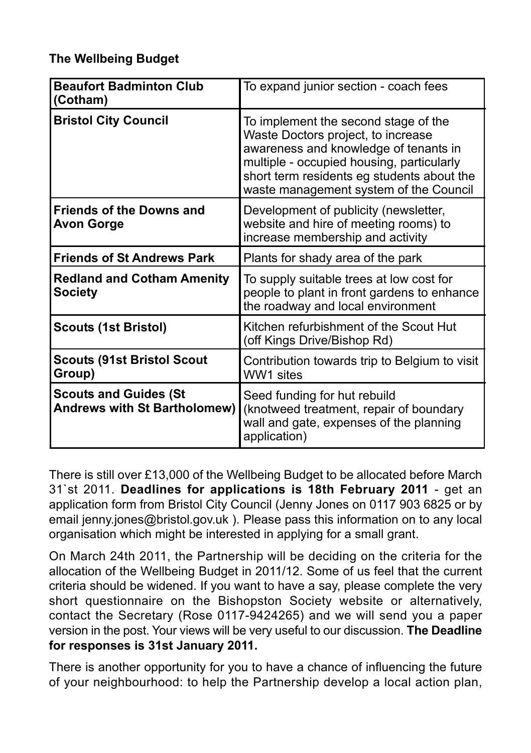**The Wellbeing Budget**

| **Beaufort Badminton Club (Cotham)** | To expand junior section - coach fees |
|---|---|
| **Bristol City Council** | To implement the second stage of the Waste Doctors project, to increase awareness and knowledge of tenants in multiple - occupied housing, particularly short term residents eg students about the waste management system of the Council |
| **Friends of the Downs and Avon Gorge** | Development of publicity (newsletter, website and hire of meeting rooms) to increase membership and activity |
| **Friends of St Andrews Park** | Plants for shady area of the park |
| **Redland and Cotham Amenity Society** | To supply suitable trees at low cost for people to plant in front gardens to enhance the roadway and local environment |
| **Scouts (1st Bristol)** | Kitchen refurbishment of the Scout Hut (off Kings Drive/Bishop Rd) |
| **Scouts (91st Bristol Scout Group)** | Contribution towards trip to Belgium to visit WW1 sites |
| **Scouts and Guides (St Andrews with St Bartholomew)** | Seed funding for hut rebuild (knotweed treatment, repair of boundary wall and gate, expenses of the planning application) |

There is still over £13,000 of the Wellbeing Budget to be allocated before March 31`st 2011. **Deadlines for applications is 18th February 2011** - get an application form from Bristol City Council (Jenny Jones on 0117 903 6825 or by email jenny.jones@bristol.gov.uk ). Please pass this information on to any local organisation which might be interested in applying for a small grant.

On March 24th 2011, the Partnership will be deciding on the criteria for the allocation of the Wellbeing Budget in 2011/12. Some of us feel that the current criteria should be widened. If you want to have a say, please complete the very short questionnaire on the Bishopston Society website or alternatively, contact the Secretary (Rose 0117-9424265) and we will send you a paper version in the post. Your views will be very useful to our discussion. **The Deadline for responses is 31st January 2011.**

There is another opportunity for you to have a chance of influencing the future of your neighbourhood: to help the Partnership develop a local action plan,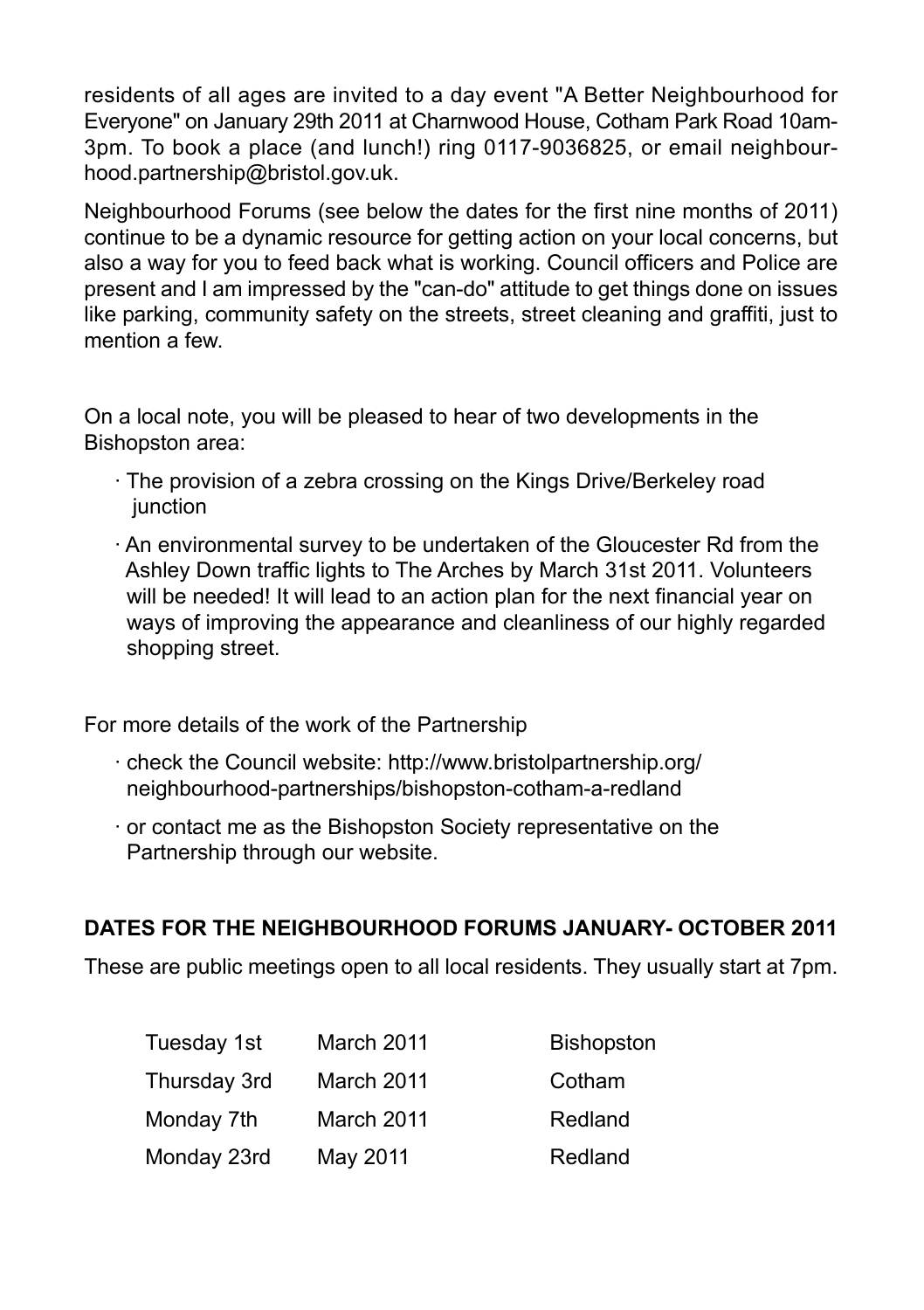residents of all ages are invited to a day event "A Better Neighbourhood for Everyone" on January 29th 2011 at Charnwood House, Cotham Park Road 10am-3pm. To book a place (and lunch!) ring 0117-9036825, or email neighbourhood.partnership@bristol.gov.uk.

Neighbourhood Forums (see below the dates for the first nine months of 2011) continue to be a dynamic resource for getting action on your local concerns, but also a way for you to feed back what is working. Council officers and Police are present and I am impressed by the "can-do" attitude to get things done on issues like parking, community safety on the streets, street cleaning and graffiti, just to mention a few.

On a local note, you will be pleased to hear of two developments in the Bishopston area:

- The provision of a zebra crossing on the Kings Drive/Berkeley road junction
- An environmental survey to be undertaken of the Gloucester Rd from the Ashley Down traffic lights to The Arches by March 31st 2011. Volunteers will be needed! It will lead to an action plan for the next financial year on ways of improving the appearance and cleanliness of our highly regarded shopping street.

For more details of the work of the Partnership

- check the Council website: http://www.bristolpartnership.org/neighbourhood-partnerships/bishopston-cotham-a-redland
- or contact me as the Bishopston Society representative on the Partnership through our website.

**DATES FOR THE NEIGHBOURHOOD FORUMS JANUARY- OCTOBER 2011**

These are public meetings open to all local residents. They usually start at 7pm.

| | | |
|---|---|---|
| Tuesday 1st | March 2011 | Bishopston |
| Thursday 3rd | March 2011 | Cotham |
| Monday 7th | March 2011 | Redland |
| Monday 23rd | May 2011 | Redland |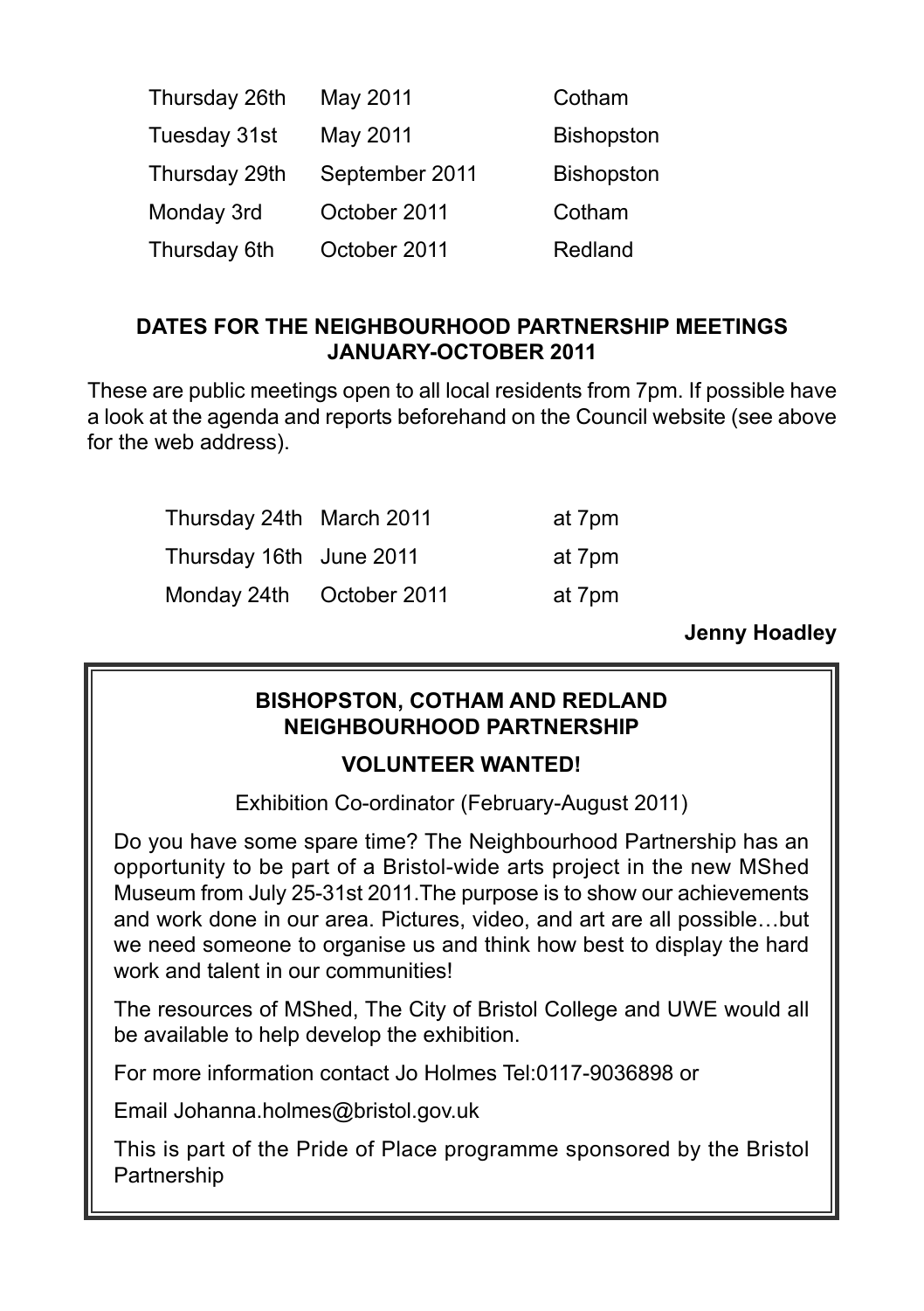| | | |
|---|---|---|
| Thursday 26th | May 2011 | Cotham |
| Tuesday 31st | May 2011 | Bishopston |
| Thursday 29th | September 2011 | Bishopston |
| Monday 3rd | October 2011 | Cotham |
| Thursday 6th | October 2011 | Redland |

**DATES FOR THE NEIGHBOURHOOD PARTNERSHIP MEETINGS JANUARY-OCTOBER 2011**

These are public meetings open to all local residents from 7pm. If possible have a look at the agenda and reports beforehand on the Council website (see above for the web address).

| | | |
|---|---|---|
| Thursday 24th | March 2011 | at 7pm |
| Thursday 16th | June 2011 | at 7pm |
| Monday 24th | October 2011 | at 7pm |

**Jenny Hoadley**

**BISHOPSTON, COTHAM AND REDLAND NEIGHBOURHOOD PARTNERSHIP**

**VOLUNTEER WANTED!**

Exhibition Co-ordinator (February-August 2011)

Do you have some spare time? The Neighbourhood Partnership has an opportunity to be part of a Bristol-wide arts project in the new MShed Museum from July 25-31st 2011.The purpose is to show our achievements and work done in our area. Pictures, video, and art are all possible…but we need someone to organise us and think how best to display the hard work and talent in our communities!

The resources of MShed, The City of Bristol College and UWE would all be available to help develop the exhibition.

For more information contact Jo Holmes Tel:0117-9036898 or

Email Johanna.holmes@bristol.gov.uk

This is part of the Pride of Place programme sponsored by the Bristol Partnership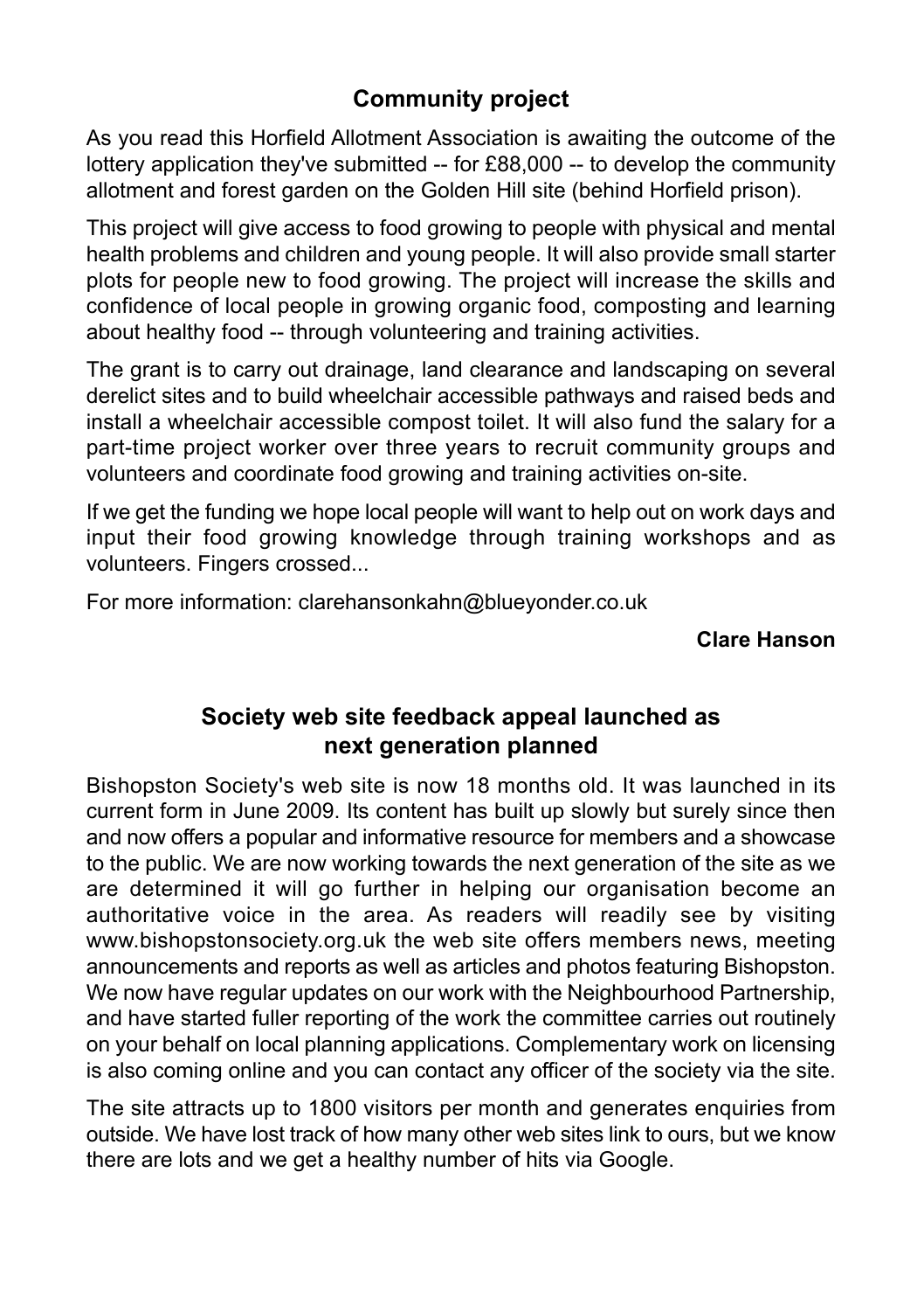## Community project

As you read this Horfield Allotment Association is awaiting the outcome of the lottery application they've submitted -- for £88,000 -- to develop the community allotment and forest garden on the Golden Hill site (behind Horfield prison).

This project will give access to food growing to people with physical and mental health problems and children and young people. It will also provide small starter plots for people new to food growing. The project will increase the skills and confidence of local people in growing organic food, composting and learning about healthy food -- through volunteering and training activities.

The grant is to carry out drainage, land clearance and landscaping on several derelict sites and to build wheelchair accessible pathways and raised beds and install a wheelchair accessible compost toilet. It will also fund the salary for a part-time project worker over three years to recruit community groups and volunteers and coordinate food growing and training activities on-site.

If we get the funding we hope local people will want to help out on work days and input their food growing knowledge through training workshops and as volunteers. Fingers crossed...

For more information: clarehansonkahn@blueyonder.co.uk

**Clare Hanson**

## Society web site feedback appeal launched as next generation planned

Bishopston Society's web site is now 18 months old. It was launched in its current form in June 2009. Its content has built up slowly but surely since then and now offers a popular and informative resource for members and a showcase to the public. We are now working towards the next generation of the site as we are determined it will go further in helping our organisation become an authoritative voice in the area. As readers will readily see by visiting www.bishopstonsociety.org.uk the web site offers members news, meeting announcements and reports as well as articles and photos featuring Bishopston. We now have regular updates on our work with the Neighbourhood Partnership, and have started fuller reporting of the work the committee carries out routinely on your behalf on local planning applications. Complementary work on licensing is also coming online and you can contact any officer of the society via the site.

The site attracts up to 1800 visitors per month and generates enquiries from outside. We have lost track of how many other web sites link to ours, but we know there are lots and we get a healthy number of hits via Google.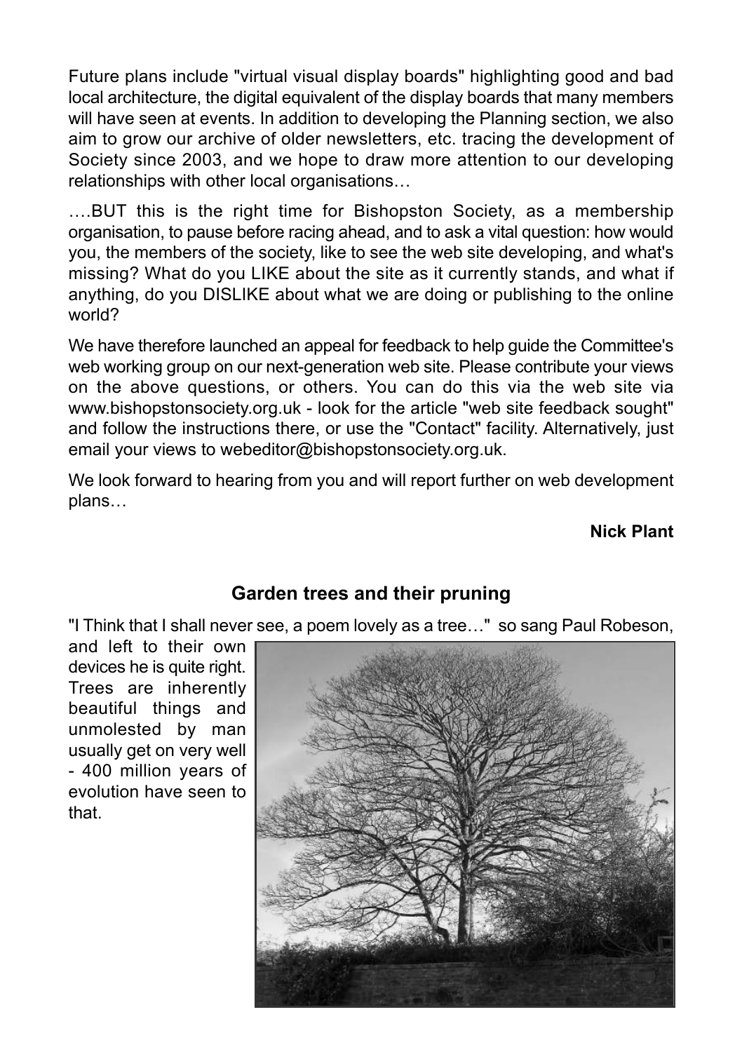Future plans include "virtual visual display boards" highlighting good and bad local architecture, the digital equivalent of the display boards that many members will have seen at events. In addition to developing the Planning section, we also aim to grow our archive of older newsletters, etc. tracing the development of Society since 2003, and we hope to draw more attention to our developing relationships with other local organisations…

….BUT this is the right time for Bishopston Society, as a membership organisation, to pause before racing ahead, and to ask a vital question: how would you, the members of the society, like to see the web site developing, and what's missing? What do you LIKE about the site as it currently stands, and what if anything, do you DISLIKE about what we are doing or publishing to the online world?

We have therefore launched an appeal for feedback to help guide the Committee's web working group on our next-generation web site. Please contribute your views on the above questions, or others. You can do this via the web site via www.bishopstonsociety.org.uk - look for the article "web site feedback sought" and follow the instructions there, or use the "Contact" facility. Alternatively, just email your views to webeditor@bishopstonsociety.org.uk.

We look forward to hearing from you and will report further on web development plans…

**Nick Plant**

## Garden trees and their pruning

"I Think that I shall never see, a poem lovely as a tree…" so sang Paul Robeson, and left to their own devices he is quite right. Trees are inherently beautiful things and unmolested by man usually get on very well - 400 million years of evolution have seen to that.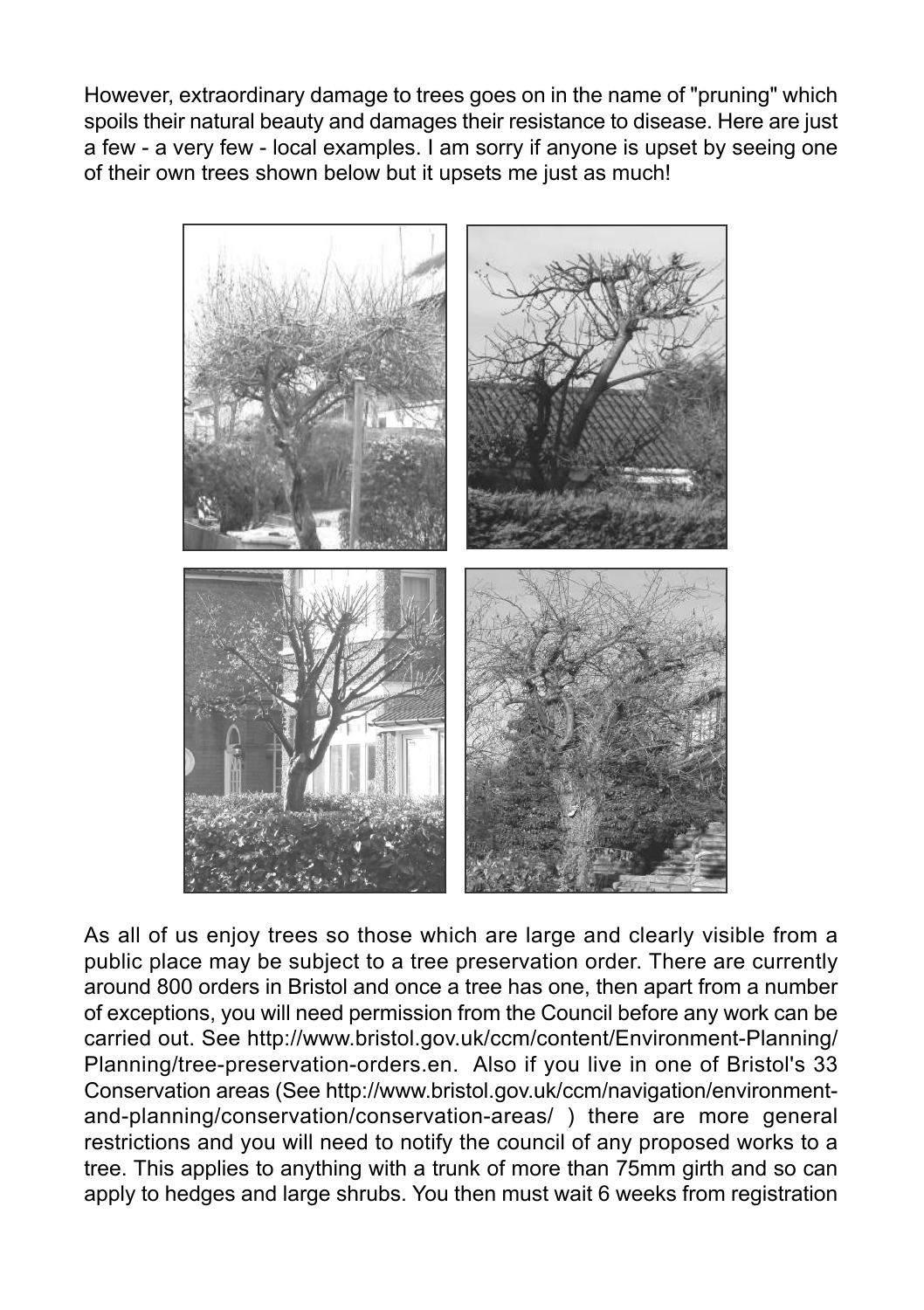However, extraordinary damage to trees goes on in the name of "pruning" which spoils their natural beauty and damages their resistance to disease. Here are just a few - a very few - local examples. I am sorry if anyone is upset by seeing one of their own trees shown below but it upsets me just as much!

As all of us enjoy trees so those which are large and clearly visible from a public place may be subject to a tree preservation order. There are currently around 800 orders in Bristol and once a tree has one, then apart from a number of exceptions, you will need permission from the Council before any work can be carried out. See http://www.bristol.gov.uk/ccm/content/Environment-Planning/Planning/tree-preservation-orders.en. Also if you live in one of Bristol's 33 Conservation areas (See http://www.bristol.gov.uk/ccm/navigation/environment-and-planning/conservation/conservation-areas/ ) there are more general restrictions and you will need to notify the council of any proposed works to a tree. This applies to anything with a trunk of more than 75mm girth and so can apply to hedges and large shrubs. You then must wait 6 weeks from registration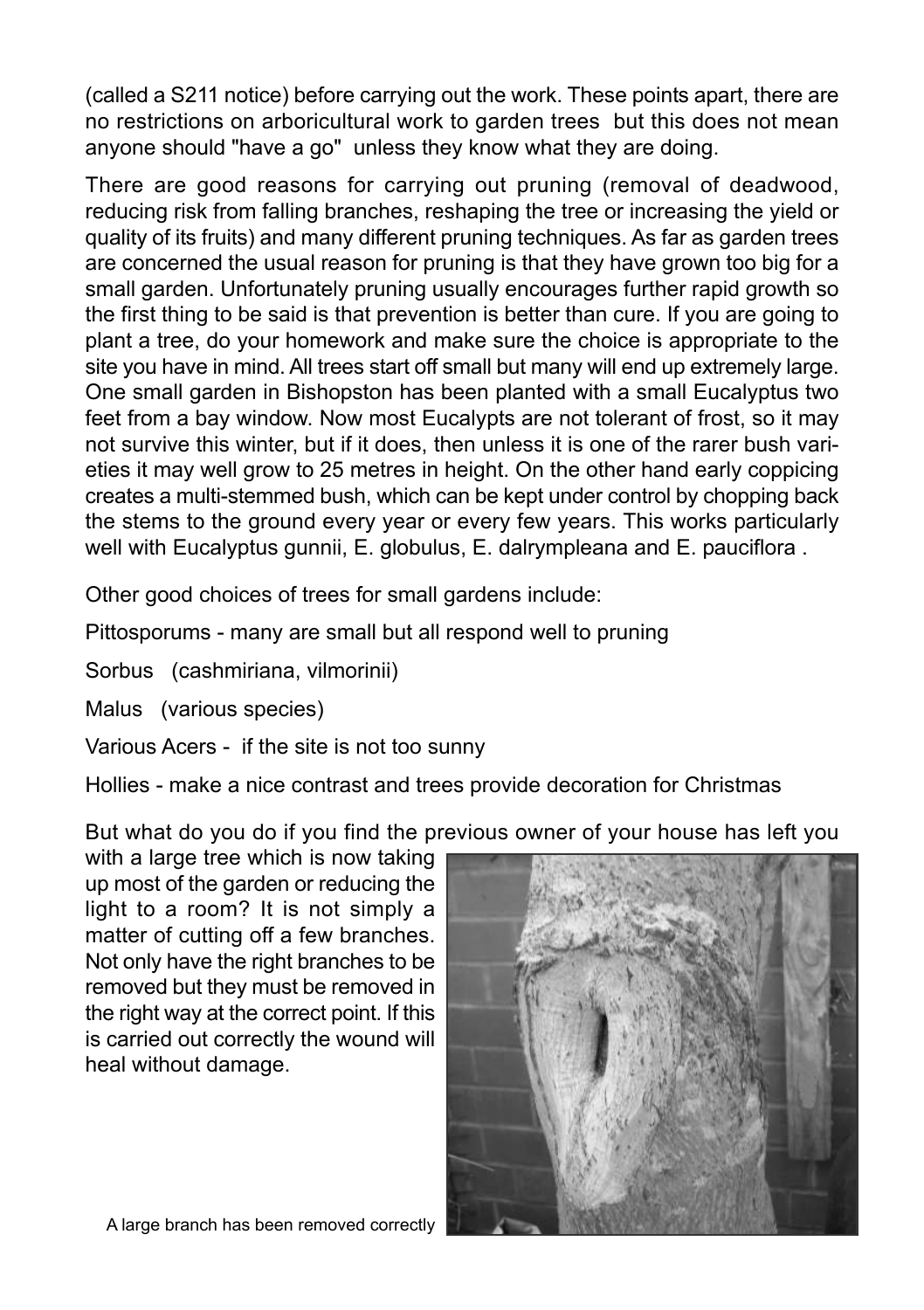(called a S211 notice) before carrying out the work. These points apart, there are no restrictions on arboricultural work to garden trees but this does not mean anyone should "have a go" unless they know what they are doing.

There are good reasons for carrying out pruning (removal of deadwood, reducing risk from falling branches, reshaping the tree or increasing the yield or quality of its fruits) and many different pruning techniques. As far as garden trees are concerned the usual reason for pruning is that they have grown too big for a small garden. Unfortunately pruning usually encourages further rapid growth so the first thing to be said is that prevention is better than cure. If you are going to plant a tree, do your homework and make sure the choice is appropriate to the site you have in mind. All trees start off small but many will end up extremely large. One small garden in Bishopston has been planted with a small Eucalyptus two feet from a bay window. Now most Eucalypts are not tolerant of frost, so it may not survive this winter, but if it does, then unless it is one of the rarer bush varieties it may well grow to 25 metres in height. On the other hand early coppicing creates a multi-stemmed bush, which can be kept under control by chopping back the stems to the ground every year or every few years. This works particularly well with Eucalyptus gunnii, E. globulus, E. dalrympleana and E. pauciflora .

Other good choices of trees for small gardens include:

Pittosporums - many are small but all respond well to pruning

Sorbus (cashmiriana, vilmorinii)

Malus (various species)

Various Acers - if the site is not too sunny

Hollies - make a nice contrast and trees provide decoration for Christmas

But what do you do if you find the previous owner of your house has left you with a large tree which is now taking up most of the garden or reducing the light to a room? It is not simply a matter of cutting off a few branches. Not only have the right branches to be removed but they must be removed in the right way at the correct point. If this is carried out correctly the wound will heal without damage.

A large branch has been removed correctly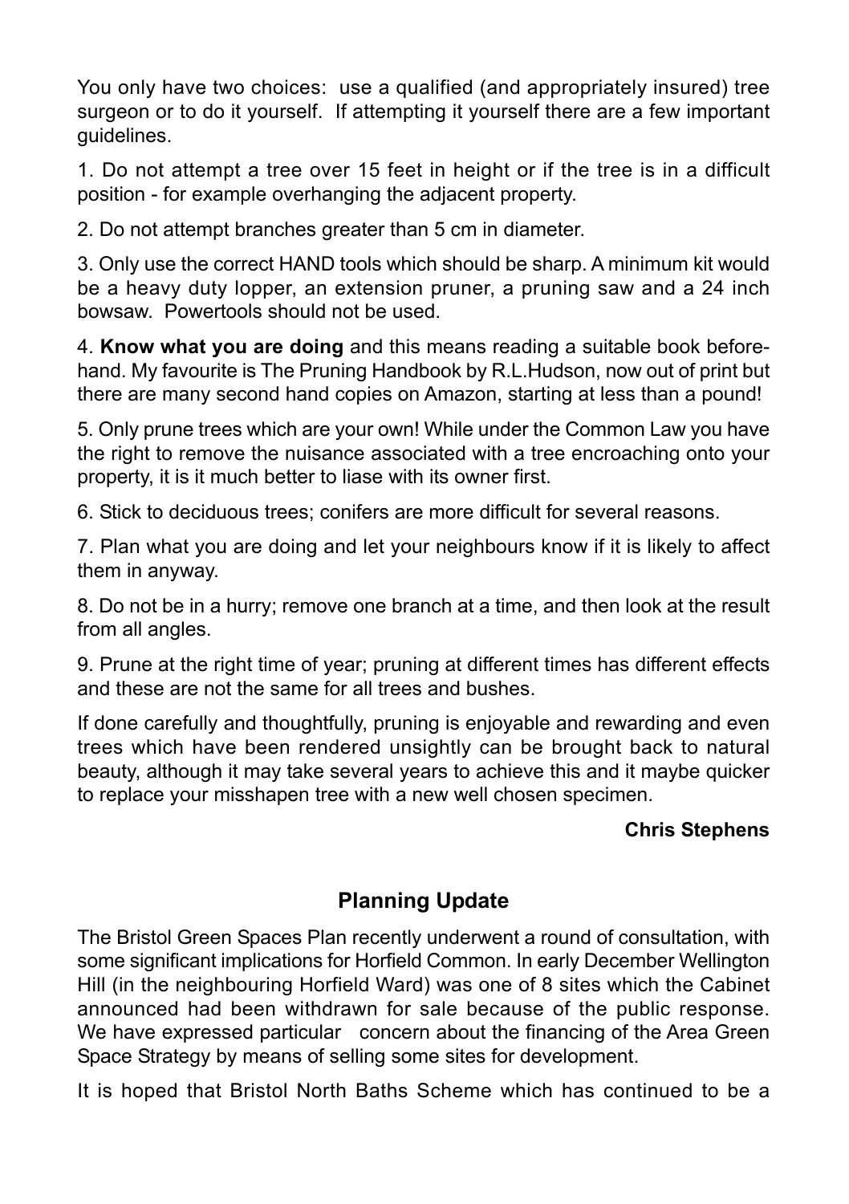You only have two choices:  use a qualified (and appropriately insured) tree surgeon or to do it yourself.  If attempting it yourself there are a few important guidelines.

1. Do not attempt a tree over 15 feet in height or if the tree is in a difficult position - for example overhanging the adjacent property.

2. Do not attempt branches greater than 5 cm in diameter.

3. Only use the correct HAND tools which should be sharp. A minimum kit would be a heavy duty lopper, an extension pruner, a pruning saw and a 24 inch bowsaw.  Powertools should not be used.

4. **Know what you are doing** and this means reading a suitable book beforehand. My favourite is The Pruning Handbook by R.L.Hudson, now out of print but there are many second hand copies on Amazon, starting at less than a pound!

5. Only prune trees which are your own! While under the Common Law you have the right to remove the nuisance associated with a tree encroaching onto your property, it is it much better to liase with its owner first.

6. Stick to deciduous trees; conifers are more difficult for several reasons.

7. Plan what you are doing and let your neighbours know if it is likely to affect them in anyway.

8. Do not be in a hurry; remove one branch at a time, and then look at the result from all angles.

9. Prune at the right time of year; pruning at different times has different effects and these are not the same for all trees and bushes.

If done carefully and thoughtfully, pruning is enjoyable and rewarding and even trees which have been rendered unsightly can be brought back to natural beauty, although it may take several years to achieve this and it maybe quicker to replace your misshapen tree with a new well chosen specimen.

**Chris Stephens**

## Planning Update

The Bristol Green Spaces Plan recently underwent a round of consultation, with some significant implications for Horfield Common. In early December Wellington Hill (in the neighbouring Horfield Ward) was one of 8 sites which the Cabinet announced had been withdrawn for sale because of the public response. We have expressed particular concern about the financing of the Area Green Space Strategy by means of selling some sites for development.

It is hoped that Bristol North Baths Scheme which has continued to be a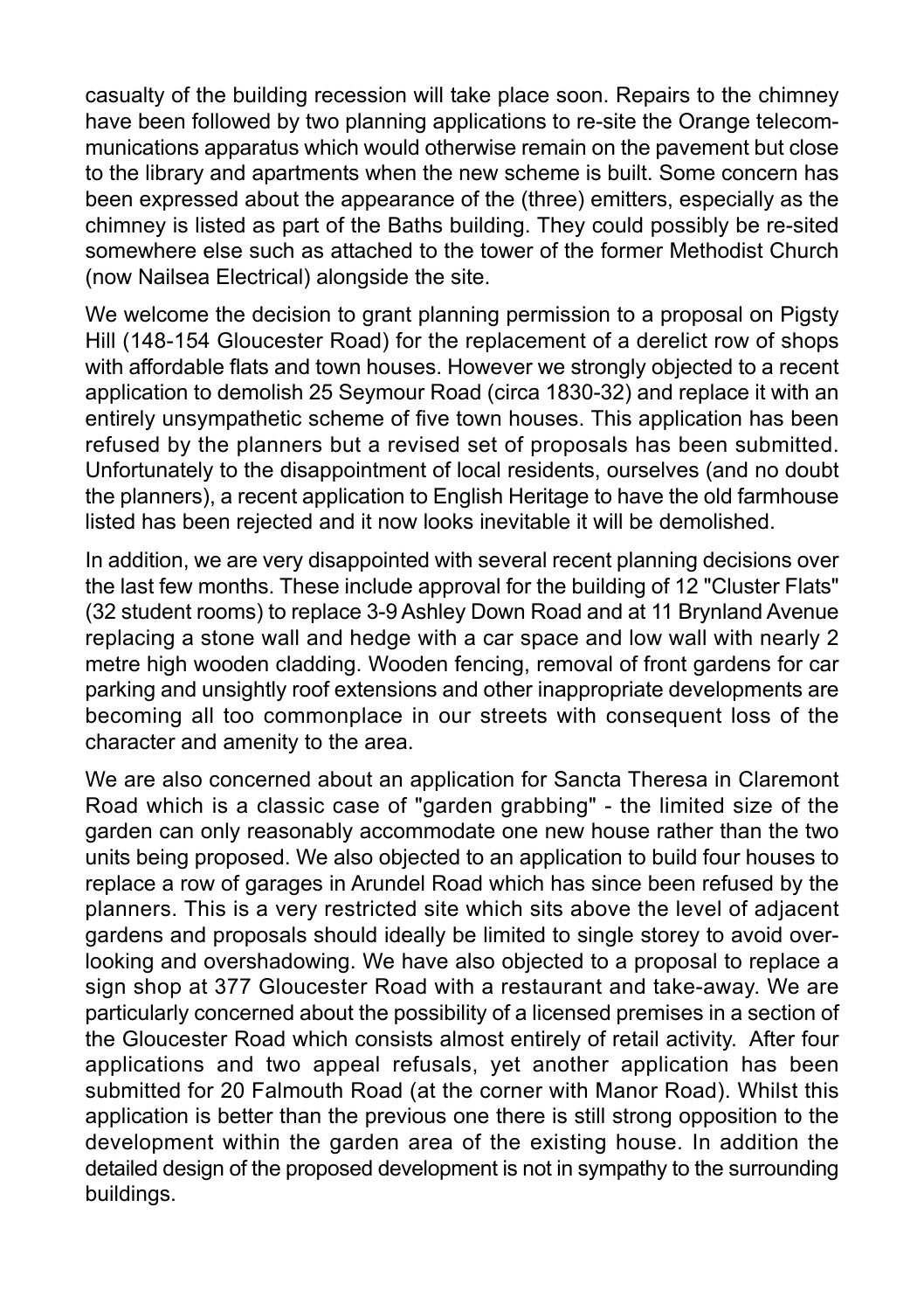casualty of the building recession will take place soon. Repairs to the chimney have been followed by two planning applications to re-site the Orange telecommunications apparatus which would otherwise remain on the pavement but close to the library and apartments when the new scheme is built. Some concern has been expressed about the appearance of the (three) emitters, especially as the chimney is listed as part of the Baths building. They could possibly be re-sited somewhere else such as attached to the tower of the former Methodist Church (now Nailsea Electrical) alongside the site.

We welcome the decision to grant planning permission to a proposal on Pigsty Hill (148-154 Gloucester Road) for the replacement of a derelict row of shops with affordable flats and town houses. However we strongly objected to a recent application to demolish 25 Seymour Road (circa 1830-32) and replace it with an entirely unsympathetic scheme of five town houses. This application has been refused by the planners but a revised set of proposals has been submitted. Unfortunately to the disappointment of local residents, ourselves (and no doubt the planners), a recent application to English Heritage to have the old farmhouse listed has been rejected and it now looks inevitable it will be demolished.

In addition, we are very disappointed with several recent planning decisions over the last few months. These include approval for the building of 12 "Cluster Flats" (32 student rooms) to replace 3-9 Ashley Down Road and at 11 Brynland Avenue replacing a stone wall and hedge with a car space and low wall with nearly 2 metre high wooden cladding. Wooden fencing, removal of front gardens for car parking and unsightly roof extensions and other inappropriate developments are becoming all too commonplace in our streets with consequent loss of the character and amenity to the area.

We are also concerned about an application for Sancta Theresa in Claremont Road which is a classic case of "garden grabbing" - the limited size of the garden can only reasonably accommodate one new house rather than the two units being proposed. We also objected to an application to build four houses to replace a row of garages in Arundel Road which has since been refused by the planners. This is a very restricted site which sits above the level of adjacent gardens and proposals should ideally be limited to single storey to avoid overlooking and overshadowing. We have also objected to a proposal to replace a sign shop at 377 Gloucester Road with a restaurant and take-away. We are particularly concerned about the possibility of a licensed premises in a section of the Gloucester Road which consists almost entirely of retail activity. After four applications and two appeal refusals, yet another application has been submitted for 20 Falmouth Road (at the corner with Manor Road). Whilst this application is better than the previous one there is still strong opposition to the development within the garden area of the existing house. In addition the detailed design of the proposed development is not in sympathy to the surrounding buildings.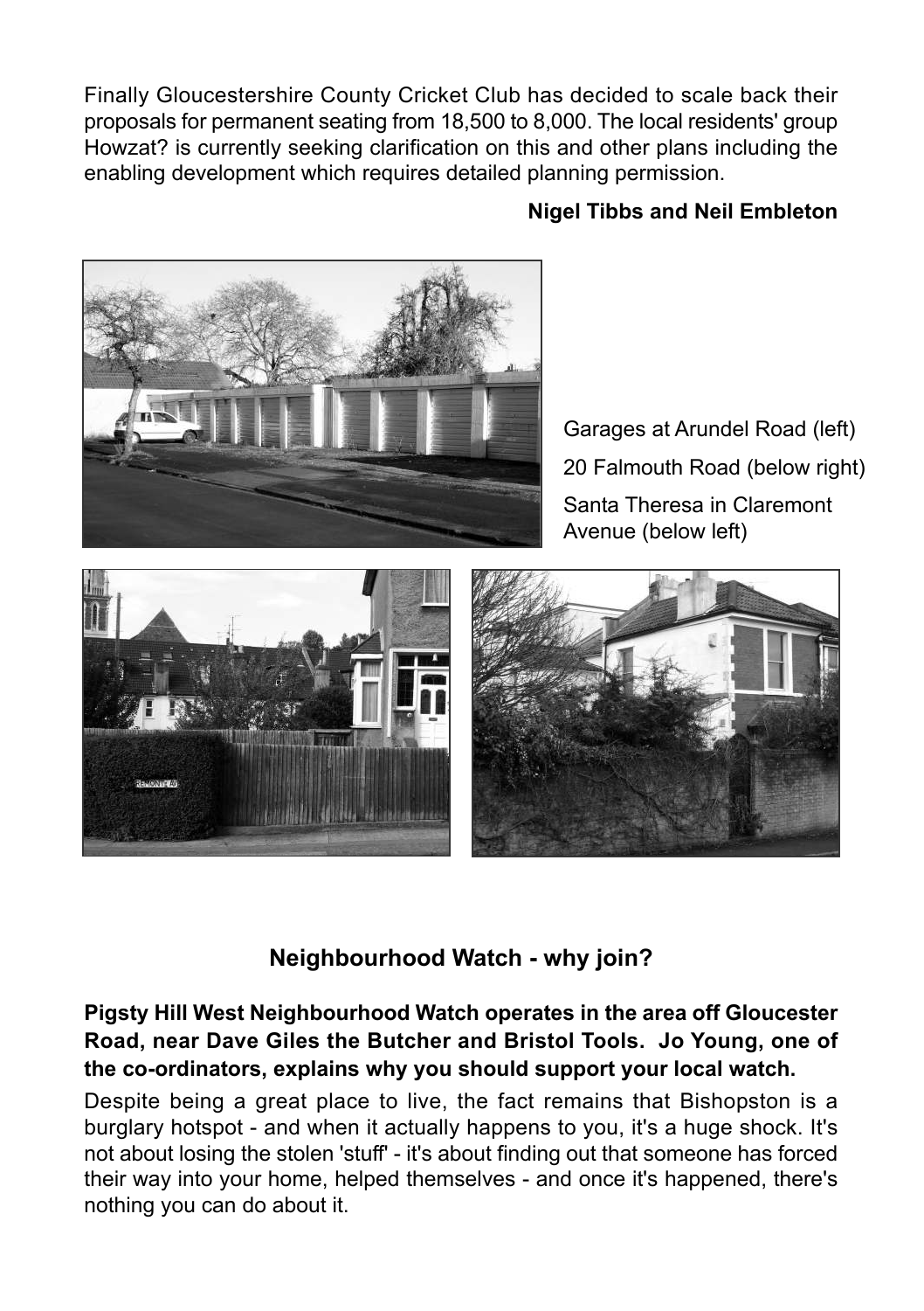Finally Gloucestershire County Cricket Club has decided to scale back their proposals for permanent seating from 18,500 to 8,000. The local residents' group Howzat? is currently seeking clarification on this and other plans including the enabling development which requires detailed planning permission.

**Nigel Tibbs and Neil Embleton**

Garages at Arundel Road (left)

20 Falmouth Road (below right)

Santa Theresa in Claremont Avenue (below left)

## Neighbourhood Watch - why join?

**Pigsty Hill West Neighbourhood Watch operates in the area off Gloucester Road, near Dave Giles the Butcher and Bristol Tools. Jo Young, one of the co-ordinators, explains why you should support your local watch.**

Despite being a great place to live, the fact remains that Bishopston is a burglary hotspot - and when it actually happens to you, it's a huge shock. It's not about losing the stolen 'stuff' - it's about finding out that someone has forced their way into your home, helped themselves - and once it's happened, there's nothing you can do about it.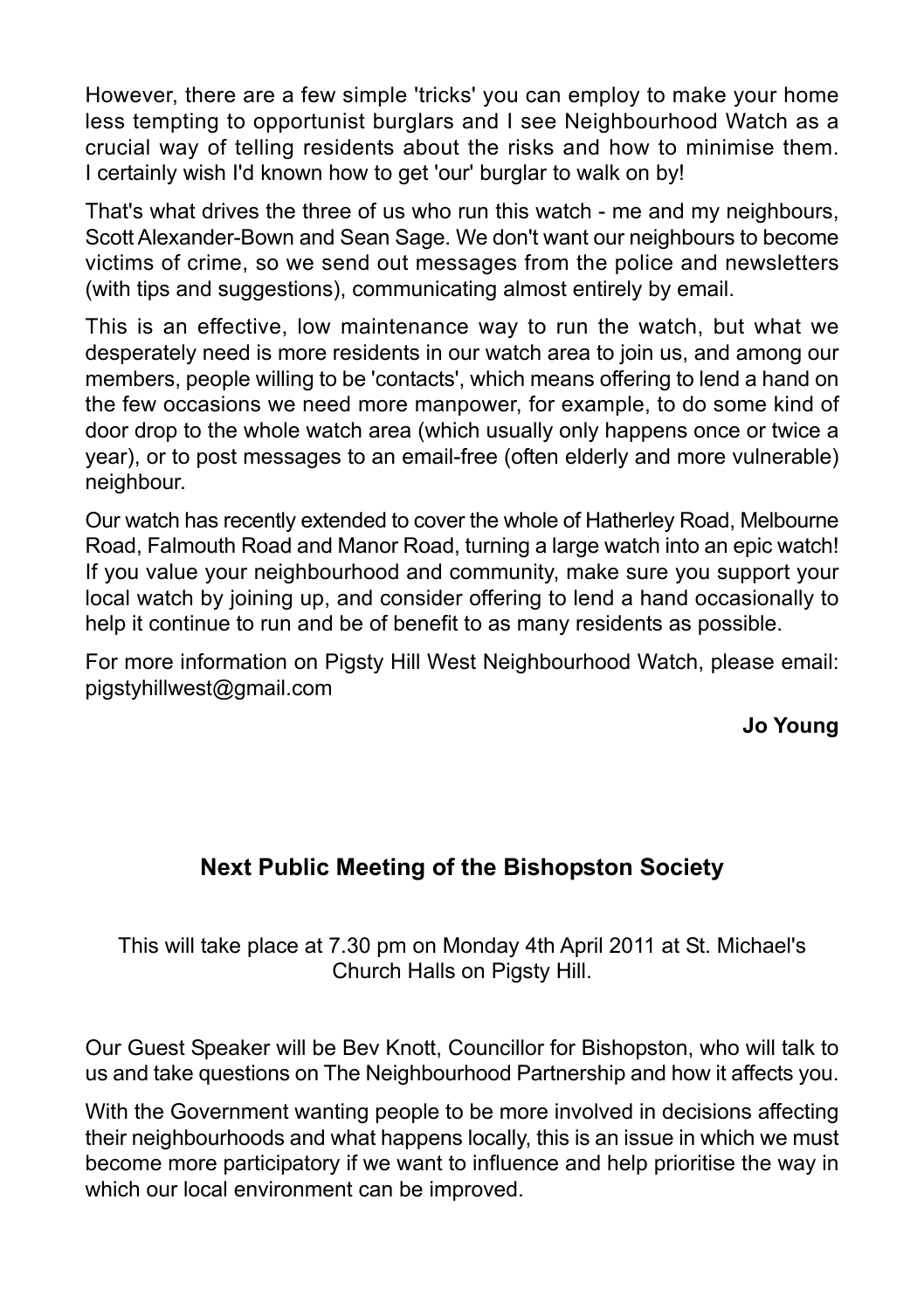However, there are a few simple 'tricks' you can employ to make your home less tempting to opportunist burglars and I see Neighbourhood Watch as a crucial way of telling residents about the risks and how to minimise them. I certainly wish I'd known how to get 'our' burglar to walk on by!

That's what drives the three of us who run this watch - me and my neighbours, Scott Alexander-Bown and Sean Sage. We don't want our neighbours to become victims of crime, so we send out messages from the police and newsletters (with tips and suggestions), communicating almost entirely by email.

This is an effective, low maintenance way to run the watch, but what we desperately need is more residents in our watch area to join us, and among our members, people willing to be 'contacts', which means offering to lend a hand on the few occasions we need more manpower, for example, to do some kind of door drop to the whole watch area (which usually only happens once or twice a year), or to post messages to an email-free (often elderly and more vulnerable) neighbour.

Our watch has recently extended to cover the whole of Hatherley Road, Melbourne Road, Falmouth Road and Manor Road, turning a large watch into an epic watch! If you value your neighbourhood and community, make sure you support your local watch by joining up, and consider offering to lend a hand occasionally to help it continue to run and be of benefit to as many residents as possible.

For more information on Pigsty Hill West Neighbourhood Watch, please email: pigstyhillwest@gmail.com

**Jo Young**

## Next Public Meeting of the Bishopston Society

This will take place at 7.30 pm on Monday 4th April 2011 at St. Michael's Church Halls on Pigsty Hill.

Our Guest Speaker will be Bev Knott, Councillor for Bishopston, who will talk to us and take questions on The Neighbourhood Partnership and how it affects you.

With the Government wanting people to be more involved in decisions affecting their neighbourhoods and what happens locally, this is an issue in which we must become more participatory if we want to influence and help prioritise the way in which our local environment can be improved.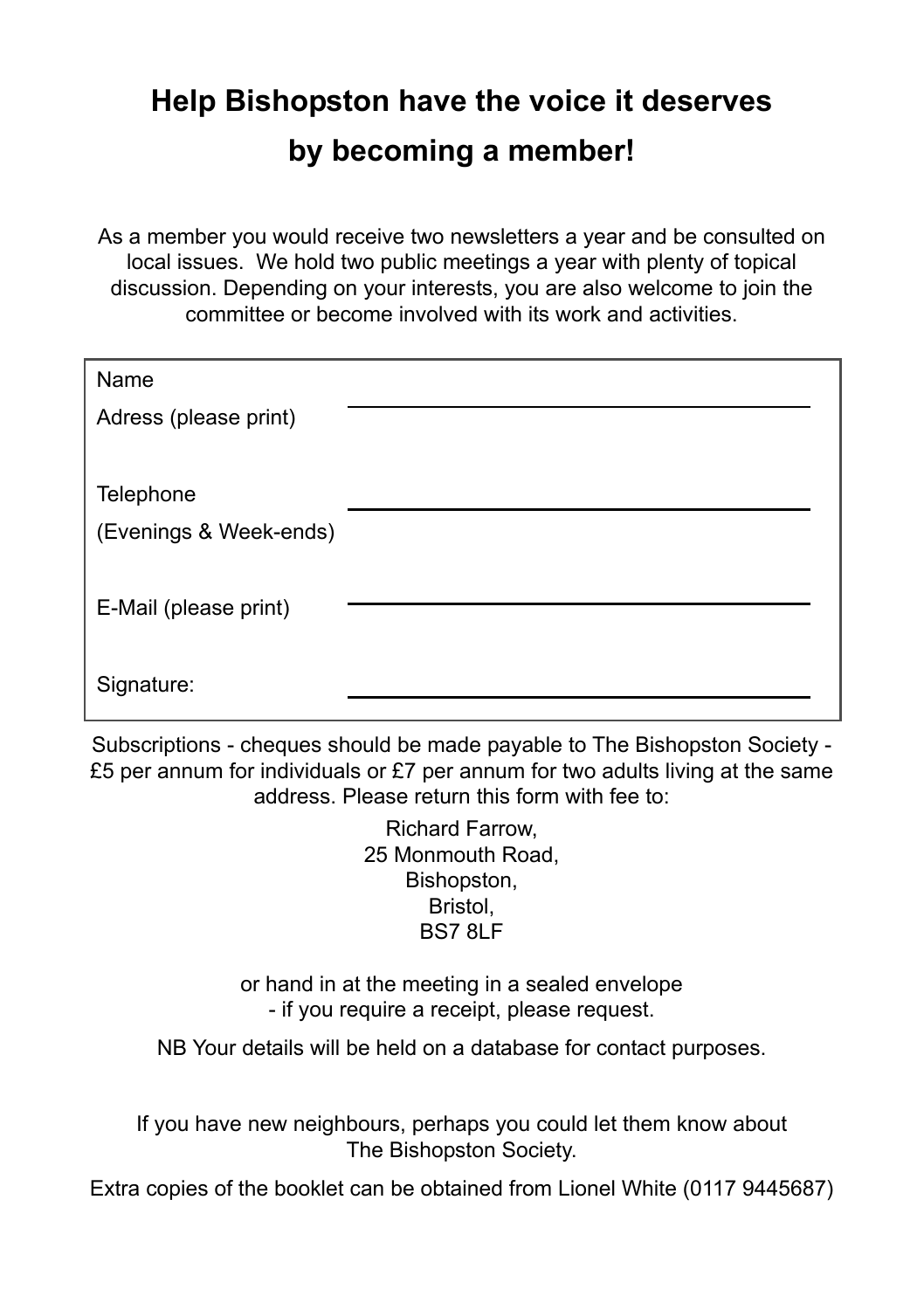# Help Bishopston have the voice it deserves by becoming a member!

As a member you would receive two newsletters a year and be consulted on local issues. We hold two public meetings a year with plenty of topical discussion. Depending on your interests, you are also welcome to join the committee or become involved with its work and activities.

| | |
|---|---|
| Name | |
| Adress (please print) | ______________________________ |
| Telephone | ______________________________ |
| (Evenings & Week-ends) | |
| E-Mail (please print) | ______________________________ |
| Signature: | ______________________________ |

Subscriptions - cheques should be made payable to The Bishopston Society - £5 per annum for individuals or £7 per annum for two adults living at the same address. Please return this form with fee to:

Richard Farrow,
25 Monmouth Road,
Bishopston,
Bristol,
BS7 8LF

or hand in at the meeting in a sealed envelope
- if you require a receipt, please request.

NB Your details will be held on a database for contact purposes.

If you have new neighbours, perhaps you could let them know about The Bishopston Society.

Extra copies of the booklet can be obtained from Lionel White (0117 9445687)